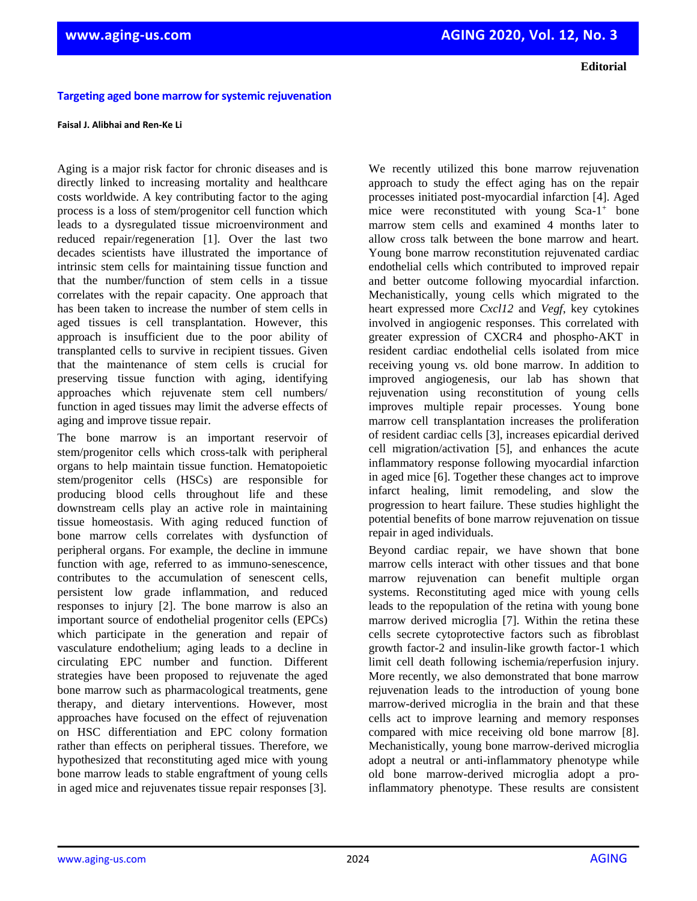**Editorial**

# Targeting aged bone marrow for systemic rejuvenation

**Faisal J. Alibhai and Ren-Ke Li**

Aging is a major risk factor for chronic diseases and is directly linked to increasing mortality and healthcare costs worldwide. A key contributing factor to the aging process is a loss of stem/progenitor cell function which leads to a dysregulated tissue microenvironment and reduced repair/regeneration [1]. Over the last two decades scientists have illustrated the importance of intrinsic stem cells for maintaining tissue function and that the number/function of stem cells in a tissue correlates with the repair capacity. One approach that has been taken to increase the number of stem cells in aged tissues is cell transplantation. However, this approach is insufficient due to the poor ability of transplanted cells to survive in recipient tissues. Given that the maintenance of stem cells is crucial for preserving tissue function with aging, identifying approaches which rejuvenate stem cell numbers/ function in aged tissues may limit the adverse effects of aging and improve tissue repair.

The bone marrow is an important reservoir of stem/progenitor cells which cross-talk with peripheral organs to help maintain tissue function. Hematopoietic stem/progenitor cells (HSCs) are responsible for producing blood cells throughout life and these downstream cells play an active role in maintaining tissue homeostasis. With aging reduced function of bone marrow cells correlates with dysfunction of peripheral organs. For example, the decline in immune function with age, referred to as immuno-senescence, contributes to the accumulation of senescent cells, persistent low grade inflammation, and reduced responses to injury [2]. The bone marrow is also an important source of endothelial progenitor cells (EPCs) which participate in the generation and repair of vasculature endothelium; aging leads to a decline in circulating EPC number and function. Different strategies have been proposed to rejuvenate the aged bone marrow such as pharmacological treatments, gene therapy, and dietary interventions. However, most approaches have focused on the effect of rejuvenation on HSC differentiation and EPC colony formation rather than effects on peripheral tissues. Therefore, we hypothesized that reconstituting aged mice with young bone marrow leads to stable engraftment of young cells in aged mice and rejuvenates tissue repair responses [3].

We recently utilized this bone marrow rejuvenation approach to study the effect aging has on the repair processes initiated post-myocardial infarction [4]. Aged mice were reconstituted with young Sca-1$^{+}$ bone marrow stem cells and examined 4 months later to allow cross talk between the bone marrow and heart. Young bone marrow reconstitution rejuvenated cardiac endothelial cells which contributed to improved repair and better outcome following myocardial infarction. Mechanistically, young cells which migrated to the heart expressed more *Cxcl12* and *Vegf*, key cytokines involved in angiogenic responses. This correlated with greater expression of CXCR4 and phospho-AKT in resident cardiac endothelial cells isolated from mice receiving young vs. old bone marrow. In addition to improved angiogenesis, our lab has shown that rejuvenation using reconstitution of young cells improves multiple repair processes. Young bone marrow cell transplantation increases the proliferation of resident cardiac cells [3], increases epicardial derived cell migration/activation [5], and enhances the acute inflammatory response following myocardial infarction in aged mice [6]. Together these changes act to improve infarct healing, limit remodeling, and slow the progression to heart failure. These studies highlight the potential benefits of bone marrow rejuvenation on tissue repair in aged individuals.

Beyond cardiac repair, we have shown that bone marrow cells interact with other tissues and that bone marrow rejuvenation can benefit multiple organ systems. Reconstituting aged mice with young cells leads to the repopulation of the retina with young bone marrow derived microglia [7]. Within the retina these cells secrete cytoprotective factors such as fibroblast growth factor-2 and insulin-like growth factor-1 which limit cell death following ischemia/reperfusion injury. More recently, we also demonstrated that bone marrow rejuvenation leads to the introduction of young bone marrow-derived microglia in the brain and that these cells act to improve learning and memory responses compared with mice receiving old bone marrow [8]. Mechanistically, young bone marrow-derived microglia adopt a neutral or anti-inflammatory phenotype while old bone marrow-derived microglia adopt a pro-inflammatory phenotype. These results are consistent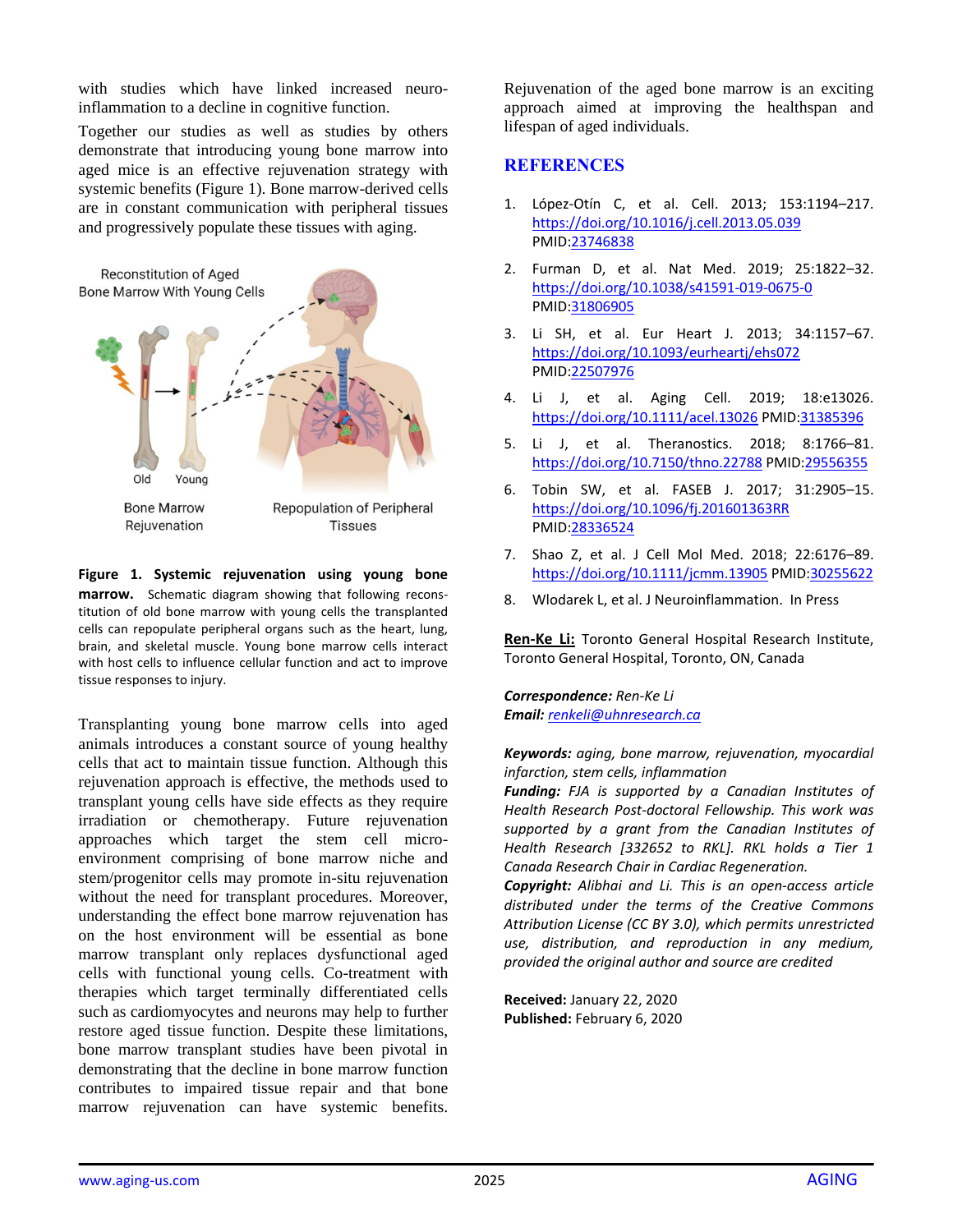with studies which have linked increased neuro-inflammation to a decline in cognitive function.

Together our studies as well as studies by others demonstrate that introducing young bone marrow into aged mice is an effective rejuvenation strategy with systemic benefits (Figure 1). Bone marrow-derived cells are in constant communication with peripheral tissues and progressively populate these tissues with aging.

Reconstitution of Aged Bone Marrow With Young Cells

Old

Young

Bone Marrow Rejuvenation

Repopulation of Peripheral Tissues

**Figure 1. Systemic rejuvenation using young bone marrow.** Schematic diagram showing that following reconstitution of old bone marrow with young cells the transplanted cells can repopulate peripheral organs such as the heart, lung, brain, and skeletal muscle. Young bone marrow cells interact with host cells to influence cellular function and act to improve tissue responses to injury.

Transplanting young bone marrow cells into aged animals introduces a constant source of young healthy cells that act to maintain tissue function. Although this rejuvenation approach is effective, the methods used to transplant young cells have side effects as they require irradiation or chemotherapy. Future rejuvenation approaches which target the stem cell micro-environment comprising of bone marrow niche and stem/progenitor cells may promote in-situ rejuvenation without the need for transplant procedures. Moreover, understanding the effect bone marrow rejuvenation has on the host environment will be essential as bone marrow transplant only replaces dysfunctional aged cells with functional young cells. Co-treatment with therapies which target terminally differentiated cells such as cardiomyocytes and neurons may help to further restore aged tissue function. Despite these limitations, bone marrow transplant studies have been pivotal in demonstrating that the decline in bone marrow function contributes to impaired tissue repair and that bone marrow rejuvenation can have systemic benefits. Rejuvenation of the aged bone marrow is an exciting approach aimed at improving the healthspan and lifespan of aged individuals.

## REFERENCES

1. López-Otín C, et al. Cell. 2013; 153:1194–217. https://doi.org/10.1016/j.cell.2013.05.039 PMID:23746838
2. Furman D, et al. Nat Med. 2019; 25:1822–32. https://doi.org/10.1038/s41591-019-0675-0 PMID:31806905
3. Li SH, et al. Eur Heart J. 2013; 34:1157–67. https://doi.org/10.1093/eurheartj/ehs072 PMID:22507976
4. Li J, et al. Aging Cell. 2019; 18:e13026. https://doi.org/10.1111/acel.13026 PMID:31385396
5. Li J, et al. Theranostics. 2018; 8:1766–81. https://doi.org/10.7150/thno.22788 PMID:29556355
6. Tobin SW, et al. FASEB J. 2017; 31:2905–15. https://doi.org/10.1096/fj.201601363RR PMID:28336524
7. Shao Z, et al. J Cell Mol Med. 2018; 22:6176–89. https://doi.org/10.1111/jcmm.13905 PMID:30255622
8. Wlodarek L, et al. J Neuroinflammation. In Press

**Ren-Ke Li:** Toronto General Hospital Research Institute, Toronto General Hospital, Toronto, ON, Canada

***Correspondence:*** *Ren-Ke Li*
***Email:*** *renkeli@uhnresearch.ca*

***Keywords:*** *aging, bone marrow, rejuvenation, myocardial infarction, stem cells, inflammation*
***Funding:*** *FJA is supported by a Canadian Institutes of Health Research Post-doctoral Fellowship. This work was supported by a grant from the Canadian Institutes of Health Research [332652 to RKL]. RKL holds a Tier 1 Canada Research Chair in Cardiac Regeneration.*
***Copyright:*** *Alibhai and Li. This is an open-access article distributed under the terms of the Creative Commons Attribution License (CC BY 3.0), which permits unrestricted use, distribution, and reproduction in any medium, provided the original author and source are credited*

**Received:** January 22, 2020
**Published:** February 6, 2020